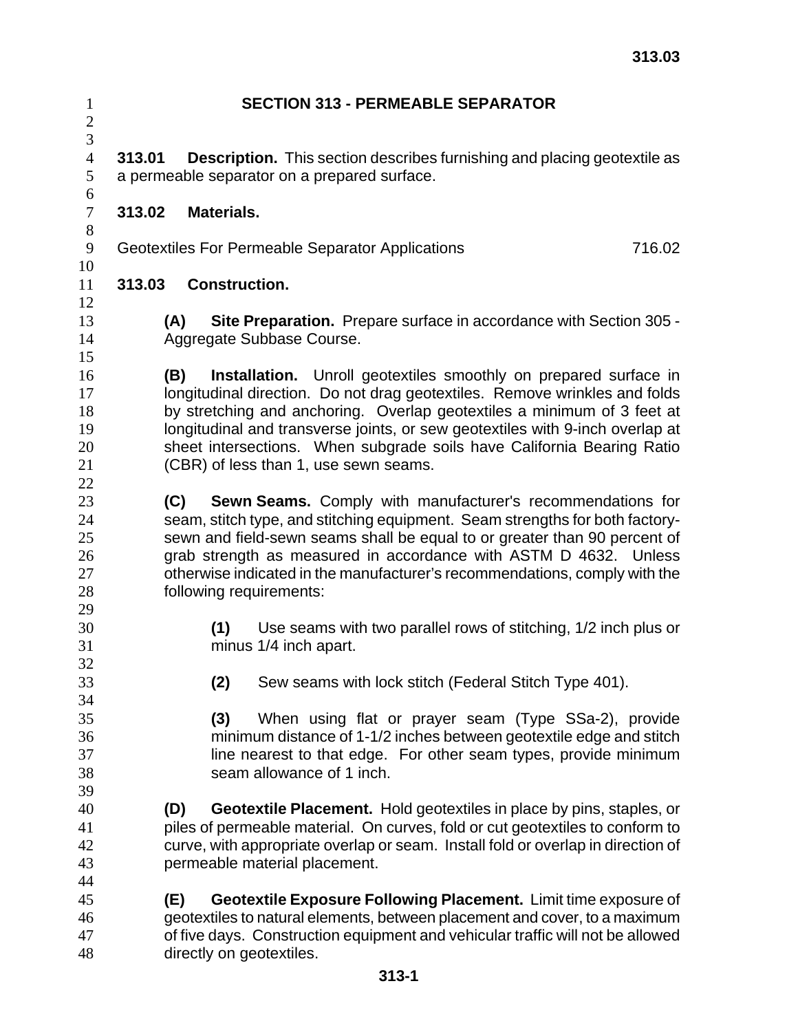# SECTION 313 - PERMEABLE SEPARATOR

**313.01 Description.** This section describes furnishing and placing geotextile as a permeable separator on a prepared surface.

**313.02 Materials.**

Geotextiles For Permeable Separator Applications 716.02

**313.03 Construction.**

**(A) Site Preparation.** Prepare surface in accordance with Section 305 - Aggregate Subbase Course.

**(B) Installation.** Unroll geotextiles smoothly on prepared surface in longitudinal direction. Do not drag geotextiles. Remove wrinkles and folds by stretching and anchoring. Overlap geotextiles a minimum of 3 feet at longitudinal and transverse joints, or sew geotextiles with 9-inch overlap at sheet intersections. When subgrade soils have California Bearing Ratio (CBR) of less than 1, use sewn seams.

**(C) Sewn Seams.** Comply with manufacturer's recommendations for seam, stitch type, and stitching equipment. Seam strengths for both factory-sewn and field-sewn seams shall be equal to or greater than 90 percent of grab strength as measured in accordance with ASTM D 4632. Unless otherwise indicated in the manufacturer's recommendations, comply with the following requirements:

**(1)** Use seams with two parallel rows of stitching, 1/2 inch plus or minus 1/4 inch apart.

**(2)** Sew seams with lock stitch (Federal Stitch Type 401).

**(3)** When using flat or prayer seam (Type SSa-2), provide minimum distance of 1-1/2 inches between geotextile edge and stitch line nearest to that edge. For other seam types, provide minimum seam allowance of 1 inch.

**(D) Geotextile Placement.** Hold geotextiles in place by pins, staples, or piles of permeable material. On curves, fold or cut geotextiles to conform to curve, with appropriate overlap or seam. Install fold or overlap in direction of permeable material placement.

**(E) Geotextile Exposure Following Placement.** Limit time exposure of geotextiles to natural elements, between placement and cover, to a maximum of five days. Construction equipment and vehicular traffic will not be allowed directly on geotextiles.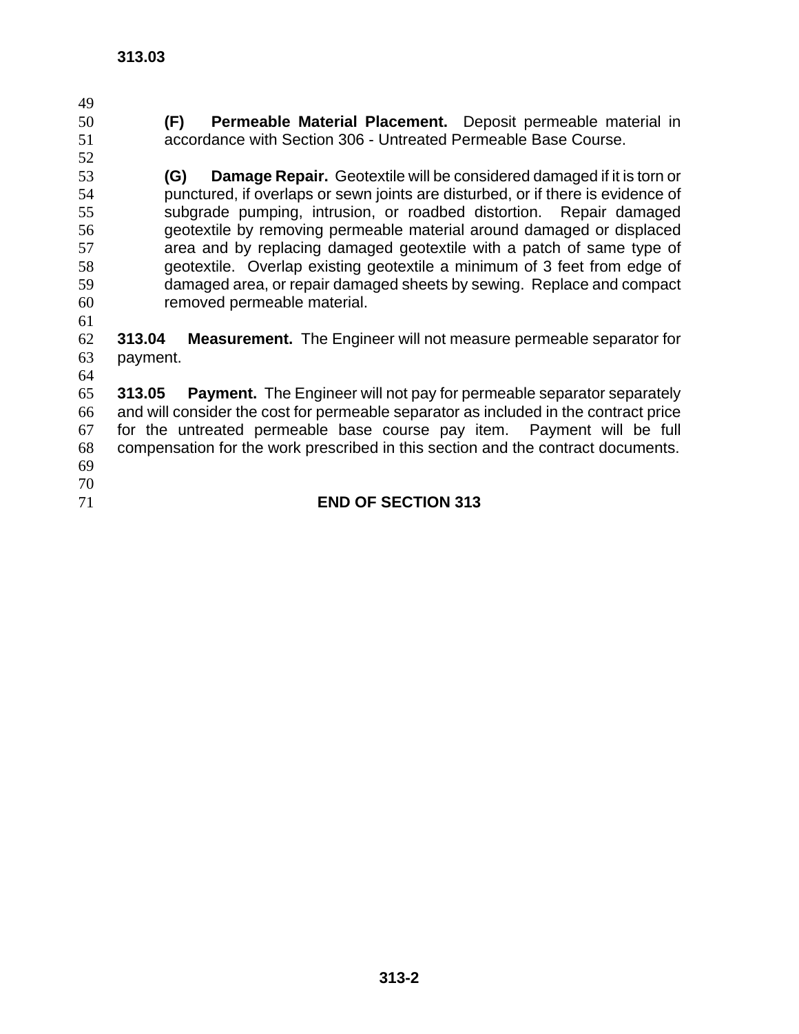**(F) Permeable Material Placement.** Deposit permeable material in accordance with Section 306 - Untreated Permeable Base Course.

**(G) Damage Repair.** Geotextile will be considered damaged if it is torn or punctured, if overlaps or sewn joints are disturbed, or if there is evidence of subgrade pumping, intrusion, or roadbed distortion. Repair damaged geotextile by removing permeable material around damaged or displaced area and by replacing damaged geotextile with a patch of same type of geotextile. Overlap existing geotextile a minimum of 3 feet from edge of damaged area, or repair damaged sheets by sewing. Replace and compact removed permeable material.

**313.04 Measurement.** The Engineer will not measure permeable separator for payment.

**313.05 Payment.** The Engineer will not pay for permeable separator separately and will consider the cost for permeable separator as included in the contract price for the untreated permeable base course pay item. Payment will be full compensation for the work prescribed in this section and the contract documents.

**END OF SECTION 313**